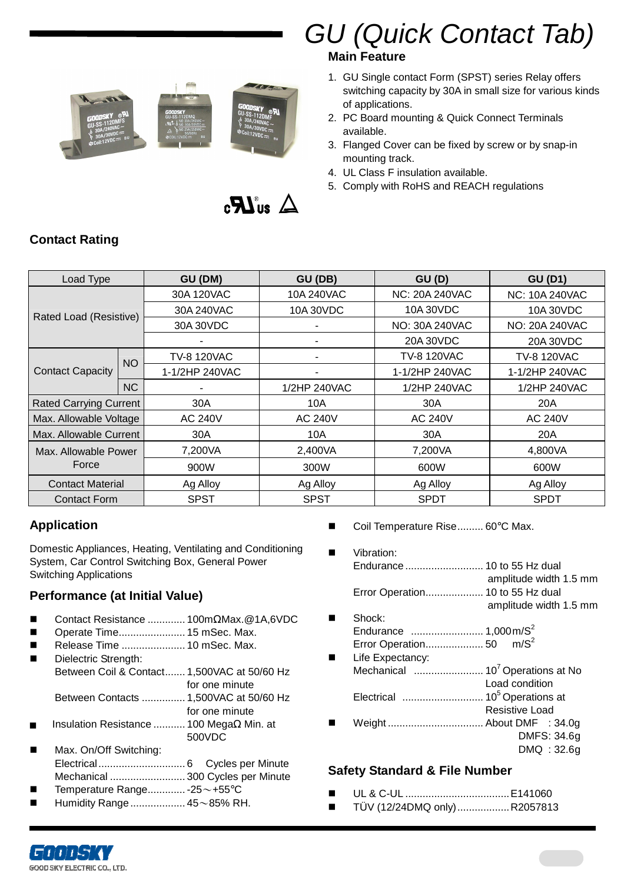# GU (Quick Contact Tab)

## Main Feature

1. GU Single contact Form (SPST) series Relay offers switching capacity by 30A in small size for various kinds of applications.
2. PC Board mounting & Quick Connect Terminals available.
3. Flanged Cover can be fixed by screw or by snap-in mounting track.
4. UL Class F insulation available.
5. Comply with RoHS and REACH regulations

## Contact Rating

| Load Type | | GU (DM) | GU (DB) | GU (D) | GU (D1) |
|---|---|---|---|---|---|
| Rated Load (Resistive) | | 30A 120VAC | 10A 240VAC | NC: 20A 240VAC | NC: 10A 240VAC |
| | | 30A 240VAC | 10A 30VDC | 10A 30VDC | 10A 30VDC |
| | | 30A 30VDC | - | NO: 30A 240VAC | NO: 20A 240VAC |
| | | - | - | 20A 30VDC | 20A 30VDC |
| Contact Capacity | NO | TV-8 120VAC | - | TV-8 120VAC | TV-8 120VAC |
| | | 1-1/2HP 240VAC | - | 1-1/2HP 240VAC | 1-1/2HP 240VAC |
| | NC | - | 1/2HP 240VAC | 1/2HP 240VAC | 1/2HP 240VAC |
| Rated Carrying Current | | 30A | 10A | 30A | 20A |
| Max. Allowable Voltage | | AC 240V | AC 240V | AC 240V | AC 240V |
| Max. Allowable Current | | 30A | 10A | 30A | 20A |
| Max. Allowable Power Force | | 7,200VA | 2,400VA | 7,200VA | 4,800VA |
| | | 900W | 300W | 600W | 600W |
| Contact Material | | Ag Alloy | Ag Alloy | Ag Alloy | Ag Alloy |
| Contact Form | | SPST | SPST | SPDT | SPDT |

## Application

Domestic Appliances, Heating, Ventilating and Conditioning System, Car Control Switching Box, General Power Switching Applications

## Performance (at Initial Value)

- Contact Resistance ............ 100mΩMax.@1A,6VDC
- Operate Time....................... 15 mSec. Max.
- Release Time ...................... 10 mSec. Max.
- Dielectric Strength:
  - Between Coil & Contact....... 1,500VAC at 50/60 Hz for one minute
  - Between Contacts ............... 1,500VAC at 50/60 Hz for one minute
- Insulation Resistance ........... 100 MegaΩ Min. at 500VDC
- Max. On/Off Switching:
  - Electrical .............................. 6 Cycles per Minute
  - Mechanical .......................... 300 Cycles per Minute
- Temperature Range............. -25～+55℃
- Humidity Range ................... 45～85% RH.
- Coil Temperature Rise......... 60℃ Max.
- Vibration:
  - Endurance ........................... 10 to 55 Hz dual amplitude width 1.5 mm
  - Error Operation.................... 10 to 55 Hz dual amplitude width 1.5 mm
- Shock:
  - Endurance ......................... 1,000m/S$^2$
  - Error Operation.................... 50 m/S$^2$
- Life Expectancy:
  - Mechanical ........................ $10^7$ Operations at No Load condition
  - Electrical ............................ $10^5$ Operations at Resistive Load
- Weight ................................. About DMF : 34.0g
  - DMFS: 34.6g
  - DMQ : 32.6g

## Safety Standard & File Number

- UL & C-UL ................................... E141060
- TÜV (12/24DMQ only).................. R2057813

GOODSKY ELECTRIC CO., LTD.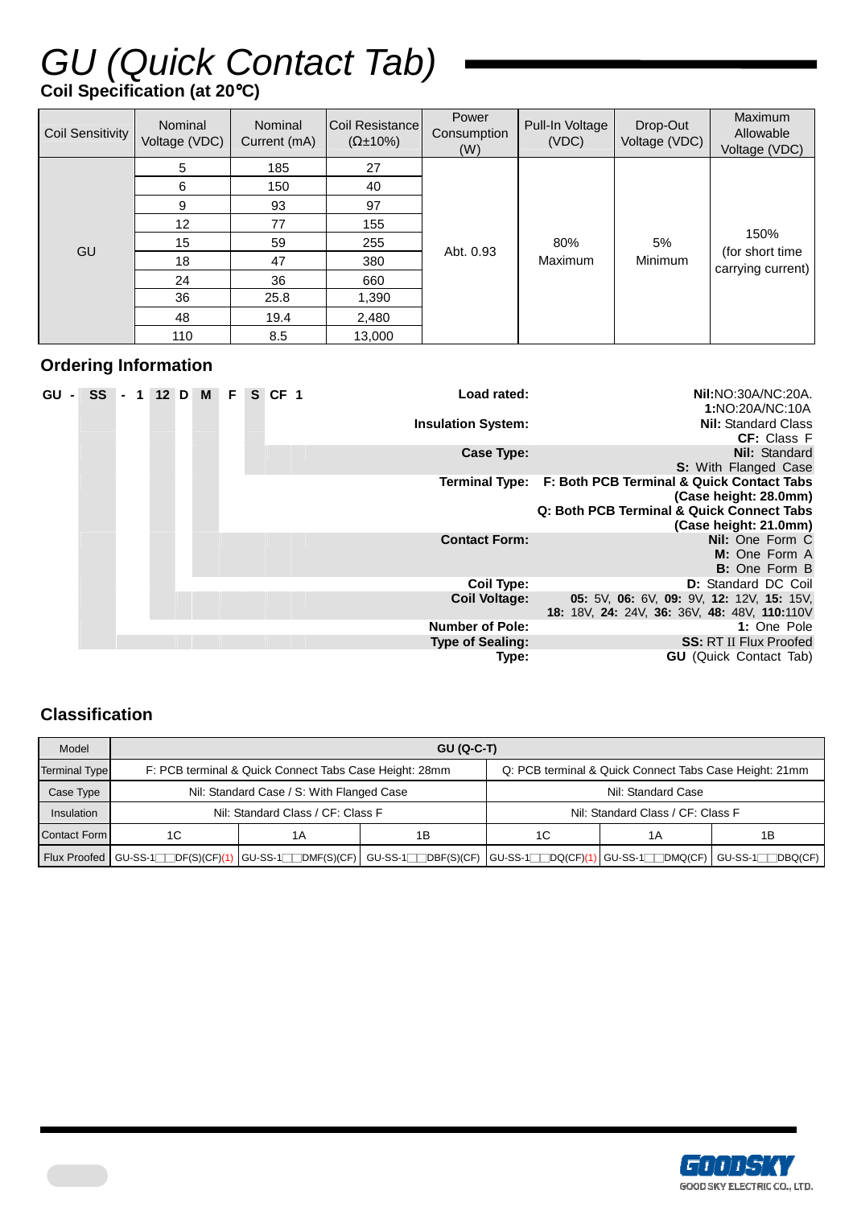# GU (Quick Contact Tab)

**Coil Specification (at 20°C)**

| Coil Sensitivity | Nominal Voltage (VDC) | Nominal Current (mA) | Coil Resistance (Ω±10%) | Power Consumption (W) | Pull-In Voltage (VDC) | Drop-Out Voltage (VDC) | Maximum Allowable Voltage (VDC) |
|---|---|---|---|---|---|---|---|
| GU | 5 | 185 | 27 | Abt. 0.93 | 80% Maximum | 5% Minimum | 150% (for short time carrying current) |
| | 6 | 150 | 40 | | | | |
| | 9 | 93 | 97 | | | | |
| | 12 | 77 | 155 | | | | |
| | 15 | 59 | 255 | | | | |
| | 18 | 47 | 380 | | | | |
| | 24 | 36 | 660 | | | | |
| | 36 | 25.8 | 1,390 | | | | |
| | 48 | 19.4 | 2,480 | | | | |
| | 110 | 8.5 | 13,000 | | | | |

## Ordering Information

**GU - SS - 1 12 D M F S CF 1**

| | |
|---|---|
| **Load rated:** | **Nil:**NO:30A/NC:20A. **1:**NO:20A/NC:10A |
| **Insulation System:** | **Nil:** Standard Class; **CF:** Class F |
| **Case Type:** | **Nil:** Standard; **S:** With Flanged Case |
| **Terminal Type:** | **F: Both PCB Terminal & Quick Contact Tabs (Case height: 28.0mm)**; **Q: Both PCB Terminal & Quick Connect Tabs (Case height: 21.0mm)** |
| **Contact Form:** | **Nil:** One Form C; **M:** One Form A; **B:** One Form B |
| **Coil Type:** | **D:** Standard DC Coil |
| **Coil Voltage:** | **05:** 5V, **06:** 6V, **09:** 9V, **12:** 12V, **15:** 15V, **18:** 18V, **24:** 24V, **36:** 36V, **48:** 48V, **110:**110V |
| **Number of Pole:** | **1:** One Pole |
| **Type of Sealing:** | **SS:** RT II Flux Proofed |
| **Type:** | **GU** (Quick Contact Tab) |

## Classification

| Model | GU (Q-C-T) | | | | | |
|---|---|---|---|---|---|---|
| Terminal Type | F: PCB terminal & Quick Connect Tabs Case Height: 28mm | | | Q: PCB terminal & Quick Connect Tabs Case Height: 21mm | | |
| Case Type | Nil: Standard Case / S: With Flanged Case | | | Nil: Standard Case | | |
| Insulation | Nil: Standard Class / CF: Class F | | | Nil: Standard Class / CF: Class F | | |
| Contact Form | 1C | 1A | 1B | 1C | 1A | 1B |
| Flux Proofed | GU-SS-1□□DF(S)(CF)(1) | GU-SS-1□□DMF(S)(CF) | GU-SS-1□□DBF(S)(CF) | GU-SS-1□□DQ(CF)(1) | GU-SS-1□□DMQ(CF) | GU-SS-1□□DBQ(CF) |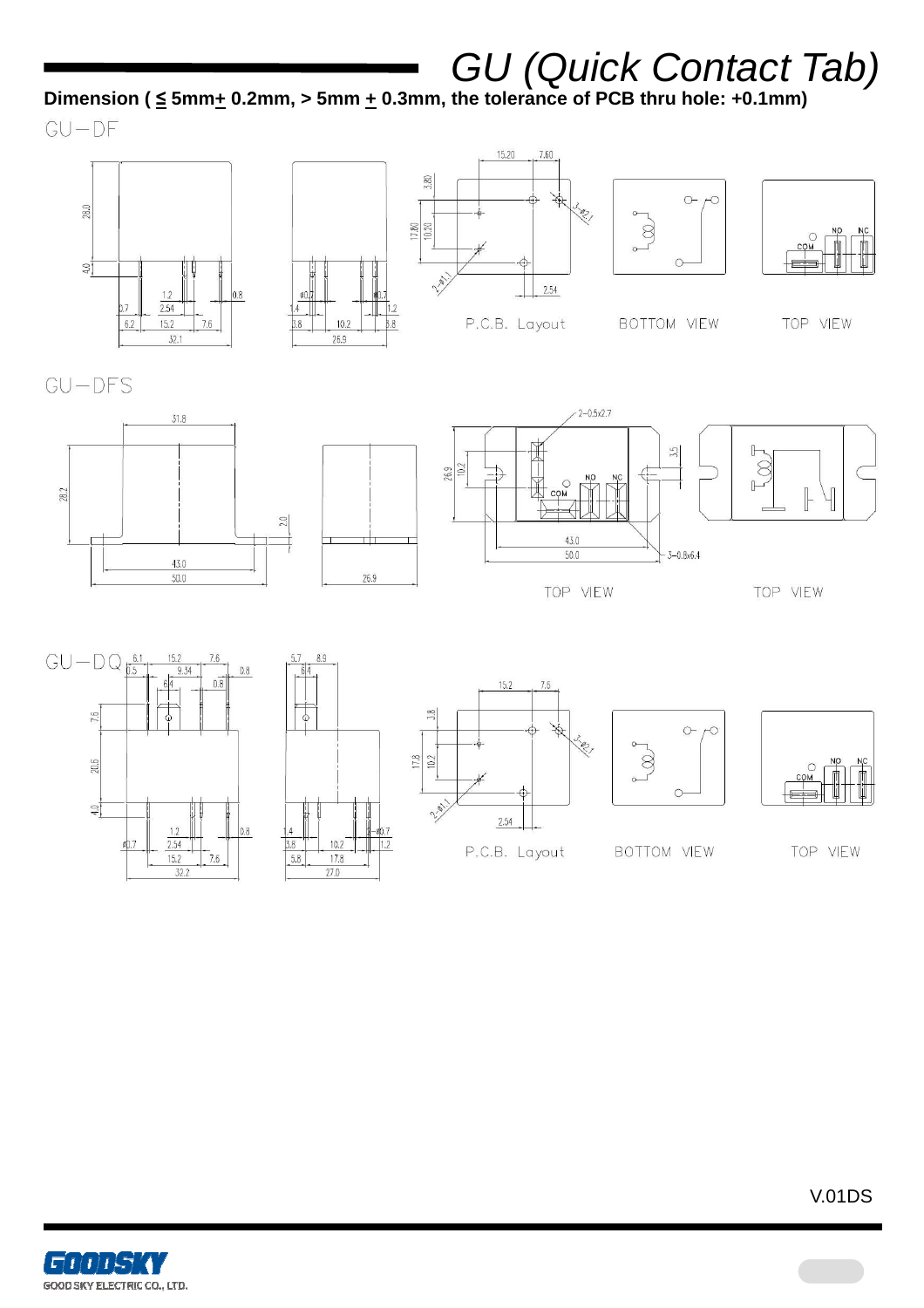# GU (Quick Contact Tab)

**Dimension ( ≤ 5mm± 0.2mm, > 5mm ± 0.3mm, the tolerance of PCB thru hole: +0.1mm)**

## GU−DF

28.0
4.0
0.7
1.2
2.54
0.8
6.2
15.2
7.6
32.1

ø0.7
ø0.7
1.4
1.2
3.8
10.2
3.8
26.9

15.20
7.60
3.80
17.80
10.20
3−ø2.1
2−ø1.1
2.54

P.C.B. Layout

BOTTOM VIEW

NO
NC
COM

TOP VIEW

## GU−DFS

31.8
28.2
2.0
43.0
50.0

26.9

2−0.5x2.7
26.9
10.2
3.5
NO
NC
COM
43.0
50.0
3−0.8x6.4

TOP VIEW

TOP VIEW

## GU−DQ

6.1
0.5
15.2
9.34
7.6
6.4
0.8
0.8
7.6
20.6
4.0
ø0.7
1.2
2.54
0.8
15.2
7.6
32.2

5.7
8.9
6.4
1.4
ø0.7
3.8
10.2
1.2
5.8
17.8
27.0

15.2
7.6
3.8
17.8
10.2
3−ø2.1
2−ø1.1
2.54

P.C.B. Layout

BOTTOM VIEW

NO
NC
COM

TOP VIEW

V.01DS

GOODSKY
GOOD SKY ELECTRIC CO., LTD.